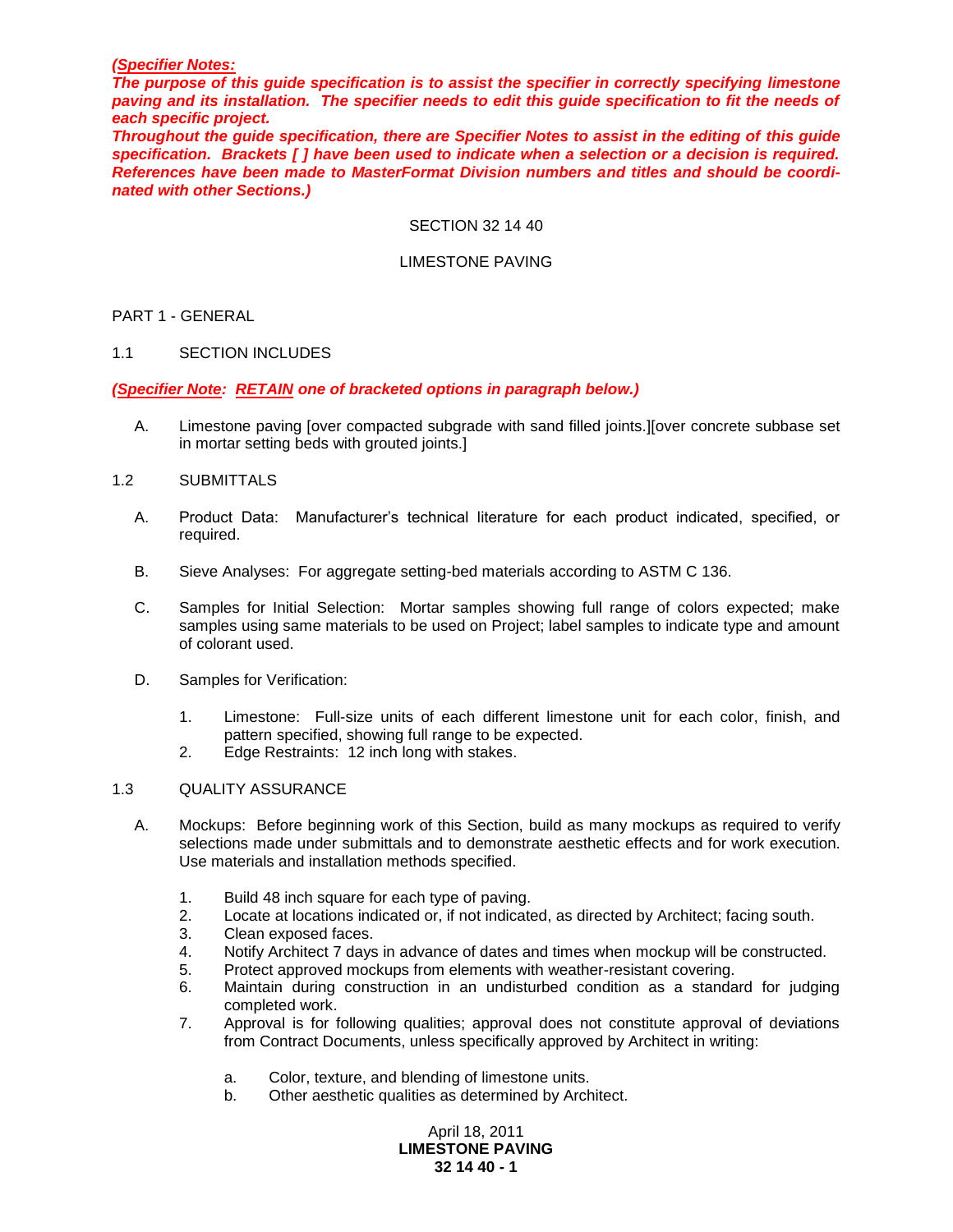***(Specifier Notes:***
***The purpose of this guide specification is to assist the specifier in correctly specifying limestone paving and its installation. The specifier needs to edit this guide specification to fit the needs of each specific project.***
***Throughout the guide specification, there are Specifier Notes to assist in the editing of this guide specification. Brackets [ ] have been used to indicate when a selection or a decision is required. References have been made to MasterFormat Division numbers and titles and should be coordinated with other Sections.)***

# SECTION 32 14 40

# LIMESTONE PAVING

## PART 1 - GENERAL

### 1.1 SECTION INCLUDES

***(Specifier Note: RETAIN one of bracketed options in paragraph below.)***

A. Limestone paving [over compacted subgrade with sand filled joints.][over concrete subbase set in mortar setting beds with grouted joints.]

### 1.2 SUBMITTALS

A. Product Data: Manufacturer's technical literature for each product indicated, specified, or required.

B. Sieve Analyses: For aggregate setting-bed materials according to ASTM C 136.

C. Samples for Initial Selection: Mortar samples showing full range of colors expected; make samples using same materials to be used on Project; label samples to indicate type and amount of colorant used.

D. Samples for Verification:

1. Limestone: Full-size units of each different limestone unit for each color, finish, and pattern specified, showing full range to be expected.
2. Edge Restraints: 12 inch long with stakes.

### 1.3 QUALITY ASSURANCE

A. Mockups: Before beginning work of this Section, build as many mockups as required to verify selections made under submittals and to demonstrate aesthetic effects and for work execution. Use materials and installation methods specified.

1. Build 48 inch square for each type of paving.
2. Locate at locations indicated or, if not indicated, as directed by Architect; facing south.
3. Clean exposed faces.
4. Notify Architect 7 days in advance of dates and times when mockup will be constructed.
5. Protect approved mockups from elements with weather-resistant covering.
6. Maintain during construction in an undisturbed condition as a standard for judging completed work.
7. Approval is for following qualities; approval does not constitute approval of deviations from Contract Documents, unless specifically approved by Architect in writing:

    a. Color, texture, and blending of limestone units.
    b. Other aesthetic qualities as determined by Architect.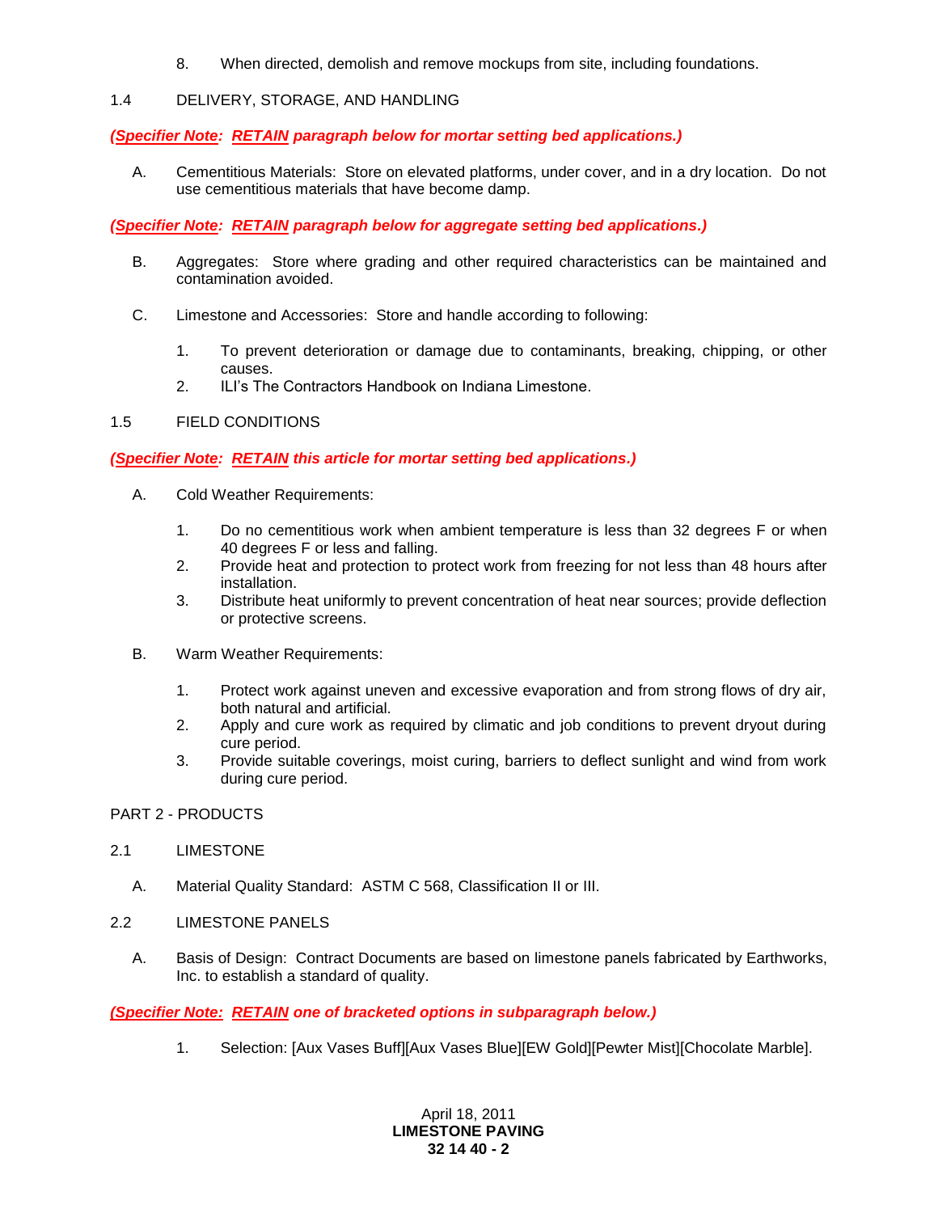8. When directed, demolish and remove mockups from site, including foundations.

## 1.4 DELIVERY, STORAGE, AND HANDLING

***(Specifier Note: RETAIN paragraph below for mortar setting bed applications.)***

A. Cementitious Materials: Store on elevated platforms, under cover, and in a dry location. Do not use cementitious materials that have become damp.

***(Specifier Note: RETAIN paragraph below for aggregate setting bed applications.)***

B. Aggregates: Store where grading and other required characteristics can be maintained and contamination avoided.

C. Limestone and Accessories: Store and handle according to following:

1. To prevent deterioration or damage due to contaminants, breaking, chipping, or other causes.
2. ILI's The Contractors Handbook on Indiana Limestone.

## 1.5 FIELD CONDITIONS

***(Specifier Note: RETAIN this article for mortar setting bed applications.)***

A. Cold Weather Requirements:

1. Do no cementitious work when ambient temperature is less than 32 degrees F or when 40 degrees F or less and falling.
2. Provide heat and protection to protect work from freezing for not less than 48 hours after installation.
3. Distribute heat uniformly to prevent concentration of heat near sources; provide deflection or protective screens.

B. Warm Weather Requirements:

1. Protect work against uneven and excessive evaporation and from strong flows of dry air, both natural and artificial.
2. Apply and cure work as required by climatic and job conditions to prevent dryout during cure period.
3. Provide suitable coverings, moist curing, barriers to deflect sunlight and wind from work during cure period.

# PART 2 - PRODUCTS

## 2.1 LIMESTONE

A. Material Quality Standard: ASTM C 568, Classification II or III.

## 2.2 LIMESTONE PANELS

A. Basis of Design: Contract Documents are based on limestone panels fabricated by Earthworks, Inc. to establish a standard of quality.

***(Specifier Note: RETAIN one of bracketed options in subparagraph below.)***

1. Selection: [Aux Vases Buff][Aux Vases Blue][EW Gold][Pewter Mist][Chocolate Marble].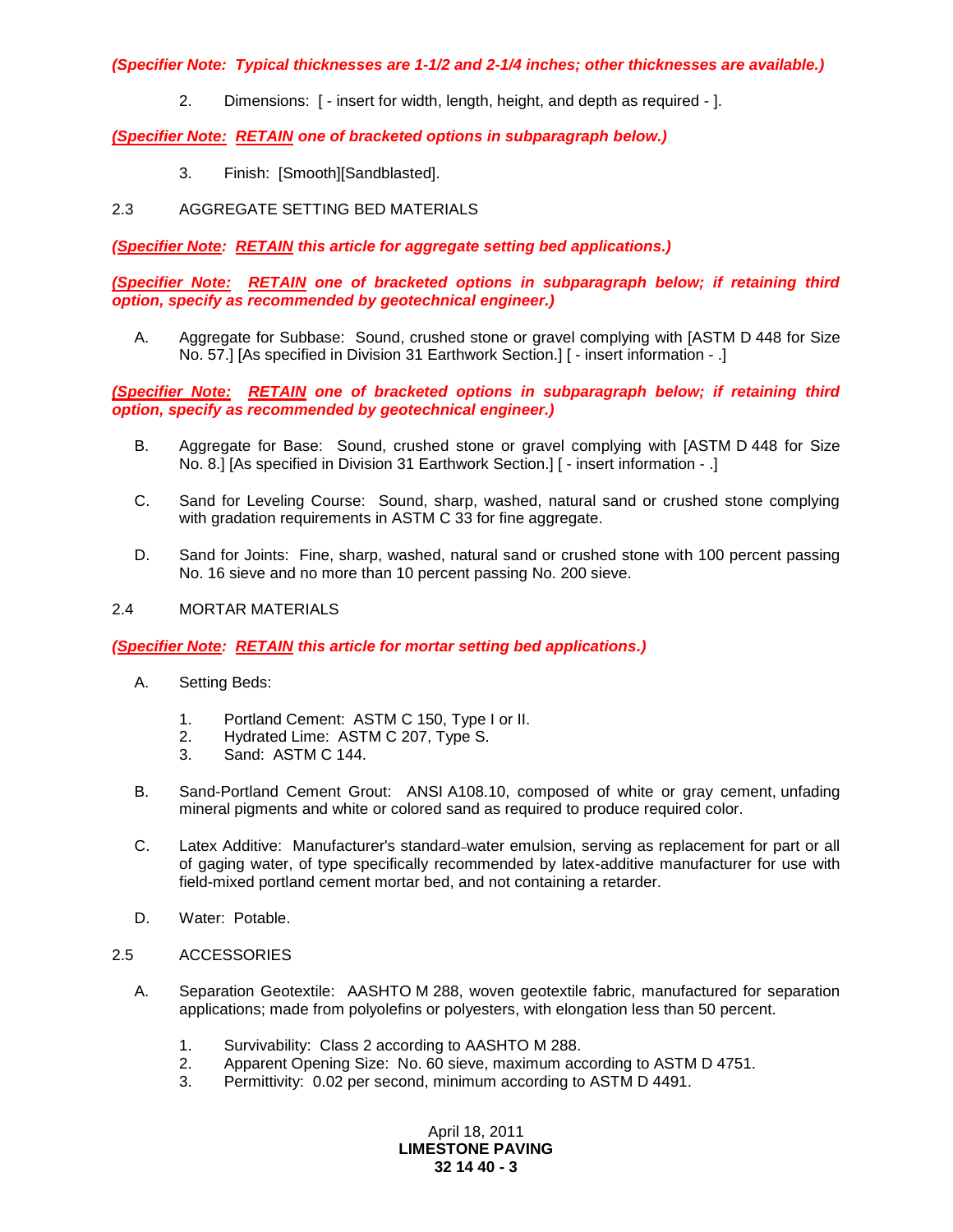***(Specifier Note: Typical thicknesses are 1-1/2 and 2-1/4 inches; other thicknesses are available.)***

2. Dimensions: [ - insert for width, length, height, and depth as required - ].

***(Specifier Note: RETAIN one of bracketed options in subparagraph below.)***

3. Finish: [Smooth][Sandblasted].

## 2.3 AGGREGATE SETTING BED MATERIALS

***(Specifier Note: RETAIN this article for aggregate setting bed applications.)***

***(Specifier Note: RETAIN one of bracketed options in subparagraph below; if retaining third option, specify as recommended by geotechnical engineer.)***

A. Aggregate for Subbase: Sound, crushed stone or gravel complying with [ASTM D 448 for Size No. 57.] [As specified in Division 31 Earthwork Section.] [ - insert information - .]

***(Specifier Note: RETAIN one of bracketed options in subparagraph below; if retaining third option, specify as recommended by geotechnical engineer.)***

B. Aggregate for Base: Sound, crushed stone or gravel complying with [ASTM D 448 for Size No. 8.] [As specified in Division 31 Earthwork Section.] [ - insert information - .]

C. Sand for Leveling Course: Sound, sharp, washed, natural sand or crushed stone complying with gradation requirements in ASTM C 33 for fine aggregate.

D. Sand for Joints: Fine, sharp, washed, natural sand or crushed stone with 100 percent passing No. 16 sieve and no more than 10 percent passing No. 200 sieve.

## 2.4 MORTAR MATERIALS

***(Specifier Note: RETAIN this article for mortar setting bed applications.)***

A. Setting Beds:

1. Portland Cement: ASTM C 150, Type I or II.
2. Hydrated Lime: ASTM C 207, Type S.
3. Sand: ASTM C 144.

B. Sand-Portland Cement Grout: ANSI A108.10, composed of white or gray cement, unfading mineral pigments and white or colored sand as required to produce required color.

C. Latex Additive: Manufacturer's standard-water emulsion, serving as replacement for part or all of gaging water, of type specifically recommended by latex-additive manufacturer for use with field-mixed portland cement mortar bed, and not containing a retarder.

D. Water: Potable.

## 2.5 ACCESSORIES

A. Separation Geotextile: AASHTO M 288, woven geotextile fabric, manufactured for separation applications; made from polyolefins or polyesters, with elongation less than 50 percent.

1. Survivability: Class 2 according to AASHTO M 288.
2. Apparent Opening Size: No. 60 sieve, maximum according to ASTM D 4751.
3. Permittivity: 0.02 per second, minimum according to ASTM D 4491.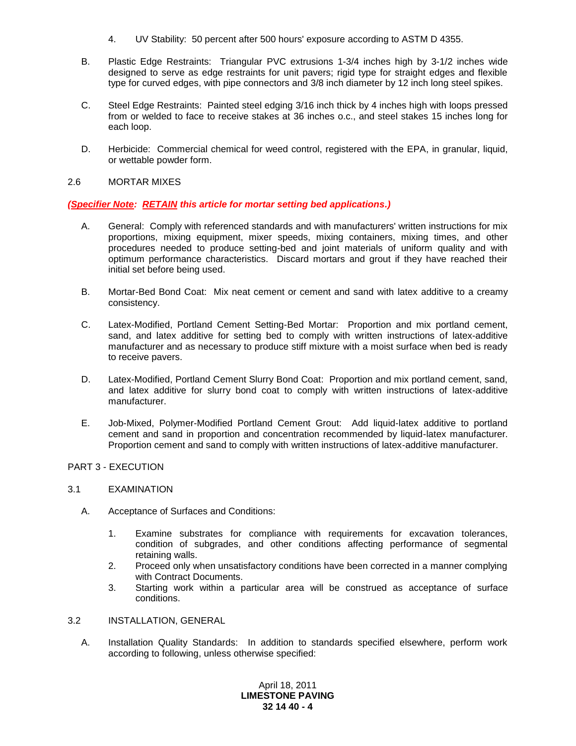4. UV Stability: 50 percent after 500 hours' exposure according to ASTM D 4355.

B. Plastic Edge Restraints: Triangular PVC extrusions 1-3/4 inches high by 3-1/2 inches wide designed to serve as edge restraints for unit pavers; rigid type for straight edges and flexible type for curved edges, with pipe connectors and 3/8 inch diameter by 12 inch long steel spikes.

C. Steel Edge Restraints: Painted steel edging 3/16 inch thick by 4 inches high with loops pressed from or welded to face to receive stakes at 36 inches o.c., and steel stakes 15 inches long for each loop.

D. Herbicide: Commercial chemical for weed control, registered with the EPA, in granular, liquid, or wettable powder form.

## 2.6 MORTAR MIXES

***(<u>Specifier Note</u>: <u>RETAIN</u> this article for mortar setting bed applications.)***

A. General: Comply with referenced standards and with manufacturers' written instructions for mix proportions, mixing equipment, mixer speeds, mixing containers, mixing times, and other procedures needed to produce setting-bed and joint materials of uniform quality and with optimum performance characteristics. Discard mortars and grout if they have reached their initial set before being used.

B. Mortar-Bed Bond Coat: Mix neat cement or cement and sand with latex additive to a creamy consistency.

C. Latex-Modified, Portland Cement Setting-Bed Mortar: Proportion and mix portland cement, sand, and latex additive for setting bed to comply with written instructions of latex-additive manufacturer and as necessary to produce stiff mixture with a moist surface when bed is ready to receive pavers.

D. Latex-Modified, Portland Cement Slurry Bond Coat: Proportion and mix portland cement, sand, and latex additive for slurry bond coat to comply with written instructions of latex-additive manufacturer.

E. Job-Mixed, Polymer-Modified Portland Cement Grout: Add liquid-latex additive to portland cement and sand in proportion and concentration recommended by liquid-latex manufacturer. Proportion cement and sand to comply with written instructions of latex-additive manufacturer.

# PART 3 - EXECUTION

## 3.1 EXAMINATION

A. Acceptance of Surfaces and Conditions:

1. Examine substrates for compliance with requirements for excavation tolerances, condition of subgrades, and other conditions affecting performance of segmental retaining walls.
2. Proceed only when unsatisfactory conditions have been corrected in a manner complying with Contract Documents.
3. Starting work within a particular area will be construed as acceptance of surface conditions.

## 3.2 INSTALLATION, GENERAL

A. Installation Quality Standards: In addition to standards specified elsewhere, perform work according to following, unless otherwise specified: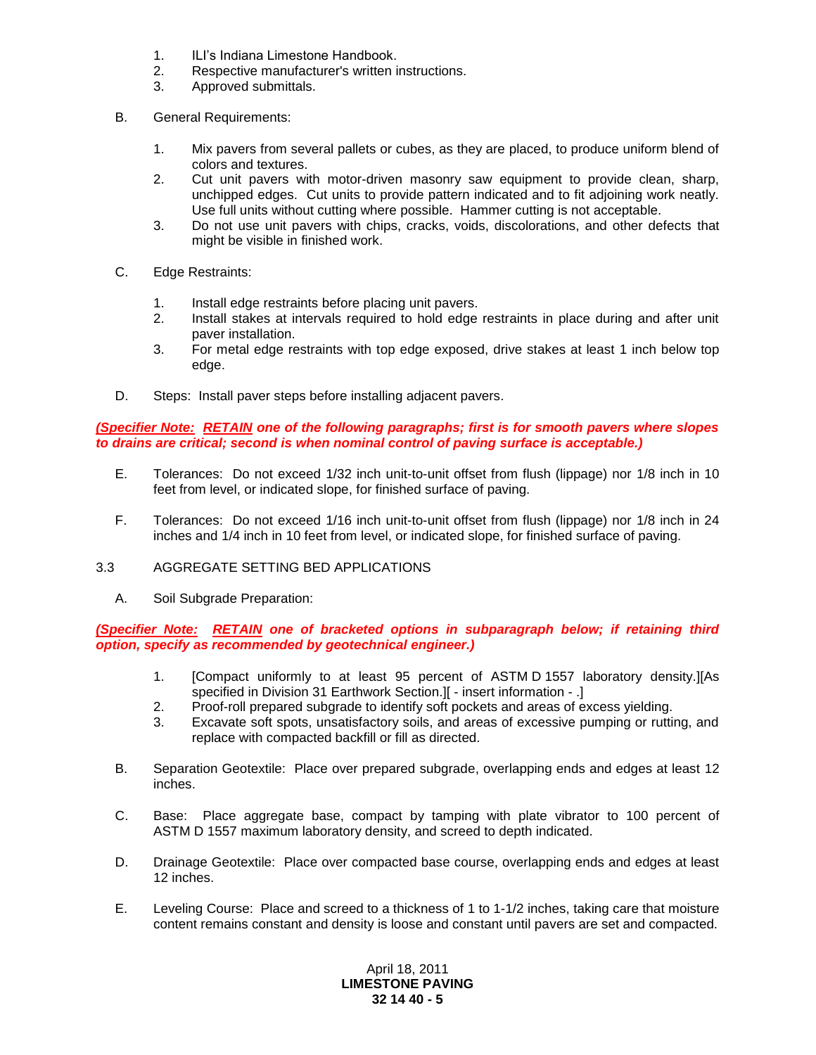1. ILI's Indiana Limestone Handbook.
2. Respective manufacturer's written instructions.
3. Approved submittals.

B. General Requirements:

1. Mix pavers from several pallets or cubes, as they are placed, to produce uniform blend of colors and textures.
2. Cut unit pavers with motor-driven masonry saw equipment to provide clean, sharp, unchipped edges. Cut units to provide pattern indicated and to fit adjoining work neatly. Use full units without cutting where possible. Hammer cutting is not acceptable.
3. Do not use unit pavers with chips, cracks, voids, discolorations, and other defects that might be visible in finished work.

C. Edge Restraints:

1. Install edge restraints before placing unit pavers.
2. Install stakes at intervals required to hold edge restraints in place during and after unit paver installation.
3. For metal edge restraints with top edge exposed, drive stakes at least 1 inch below top edge.

D. Steps: Install paver steps before installing adjacent pavers.

***(Specifier Note: RETAIN one of the following paragraphs; first is for smooth pavers where slopes to drains are critical; second is when nominal control of paving surface is acceptable.)***

E. Tolerances: Do not exceed 1/32 inch unit-to-unit offset from flush (lippage) nor 1/8 inch in 10 feet from level, or indicated slope, for finished surface of paving.

F. Tolerances: Do not exceed 1/16 inch unit-to-unit offset from flush (lippage) nor 1/8 inch in 24 inches and 1/4 inch in 10 feet from level, or indicated slope, for finished surface of paving.

3.3 AGGREGATE SETTING BED APPLICATIONS

A. Soil Subgrade Preparation:

***(Specifier Note: RETAIN one of bracketed options in subparagraph below; if retaining third option, specify as recommended by geotechnical engineer.)***

1. [Compact uniformly to at least 95 percent of ASTM D 1557 laboratory density.][As specified in Division 31 Earthwork Section.][ - insert information - .]
2. Proof-roll prepared subgrade to identify soft pockets and areas of excess yielding.
3. Excavate soft spots, unsatisfactory soils, and areas of excessive pumping or rutting, and replace with compacted backfill or fill as directed.

B. Separation Geotextile: Place over prepared subgrade, overlapping ends and edges at least 12 inches.

C. Base: Place aggregate base, compact by tamping with plate vibrator to 100 percent of ASTM D 1557 maximum laboratory density, and screed to depth indicated.

D. Drainage Geotextile: Place over compacted base course, overlapping ends and edges at least 12 inches.

E. Leveling Course: Place and screed to a thickness of 1 to 1-1/2 inches, taking care that moisture content remains constant and density is loose and constant until pavers are set and compacted.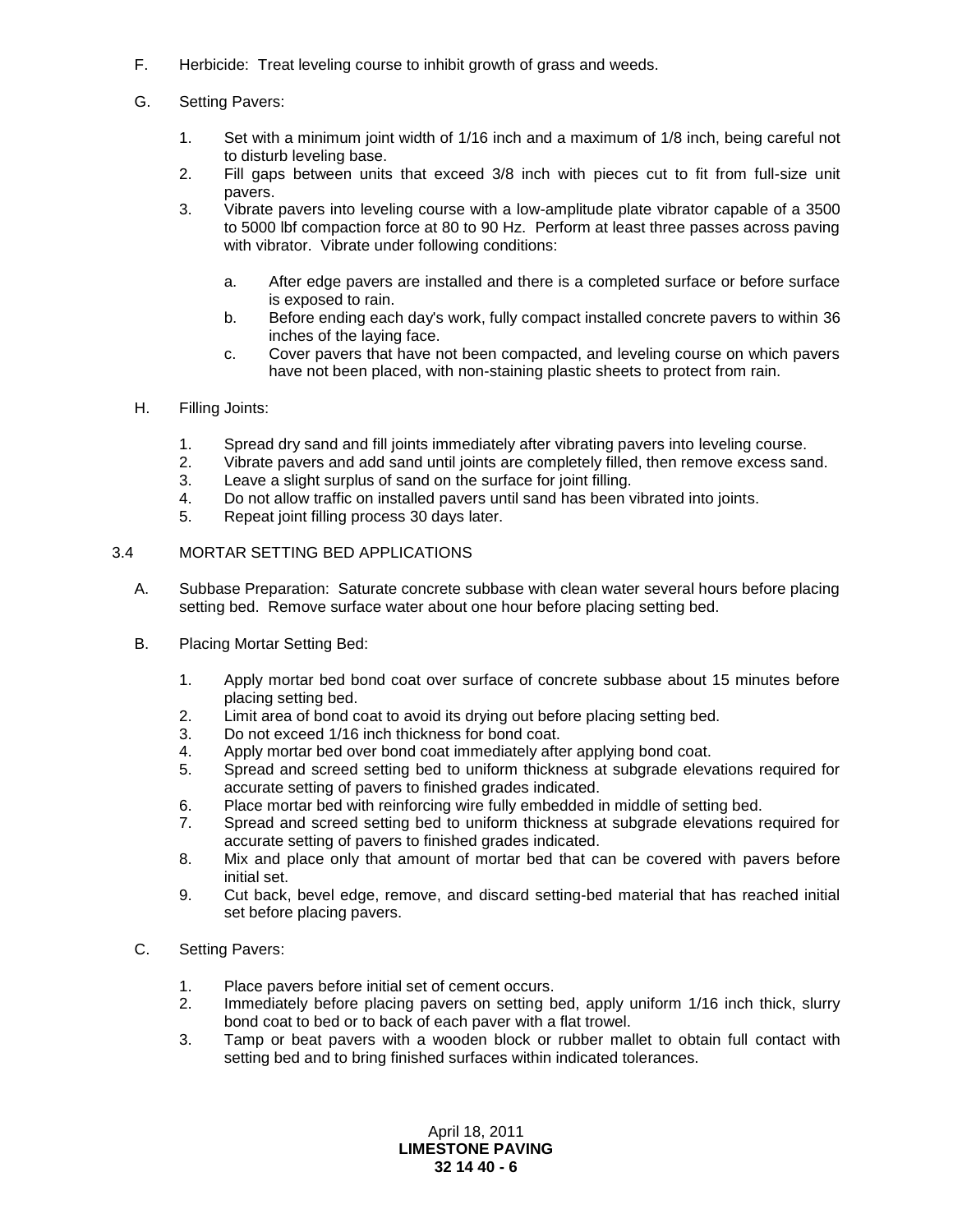F. Herbicide: Treat leveling course to inhibit growth of grass and weeds.

G. Setting Pavers:

1. Set with a minimum joint width of 1/16 inch and a maximum of 1/8 inch, being careful not to disturb leveling base.
2. Fill gaps between units that exceed 3/8 inch with pieces cut to fit from full-size unit pavers.
3. Vibrate pavers into leveling course with a low-amplitude plate vibrator capable of a 3500 to 5000 lbf compaction force at 80 to 90 Hz. Perform at least three passes across paving with vibrator. Vibrate under following conditions:

   a. After edge pavers are installed and there is a completed surface or before surface is exposed to rain.
   b. Before ending each day's work, fully compact installed concrete pavers to within 36 inches of the laying face.
   c. Cover pavers that have not been compacted, and leveling course on which pavers have not been placed, with non-staining plastic sheets to protect from rain.

H. Filling Joints:

1. Spread dry sand and fill joints immediately after vibrating pavers into leveling course.
2. Vibrate pavers and add sand until joints are completely filled, then remove excess sand.
3. Leave a slight surplus of sand on the surface for joint filling.
4. Do not allow traffic on installed pavers until sand has been vibrated into joints.
5. Repeat joint filling process 30 days later.

## 3.4 MORTAR SETTING BED APPLICATIONS

A. Subbase Preparation: Saturate concrete subbase with clean water several hours before placing setting bed. Remove surface water about one hour before placing setting bed.

B. Placing Mortar Setting Bed:

1. Apply mortar bed bond coat over surface of concrete subbase about 15 minutes before placing setting bed.
2. Limit area of bond coat to avoid its drying out before placing setting bed.
3. Do not exceed 1/16 inch thickness for bond coat.
4. Apply mortar bed over bond coat immediately after applying bond coat.
5. Spread and screed setting bed to uniform thickness at subgrade elevations required for accurate setting of pavers to finished grades indicated.
6. Place mortar bed with reinforcing wire fully embedded in middle of setting bed.
7. Spread and screed setting bed to uniform thickness at subgrade elevations required for accurate setting of pavers to finished grades indicated.
8. Mix and place only that amount of mortar bed that can be covered with pavers before initial set.
9. Cut back, bevel edge, remove, and discard setting-bed material that has reached initial set before placing pavers.

C. Setting Pavers:

1. Place pavers before initial set of cement occurs.
2. Immediately before placing pavers on setting bed, apply uniform 1/16 inch thick, slurry bond coat to bed or to back of each paver with a flat trowel.
3. Tamp or beat pavers with a wooden block or rubber mallet to obtain full contact with setting bed and to bring finished surfaces within indicated tolerances.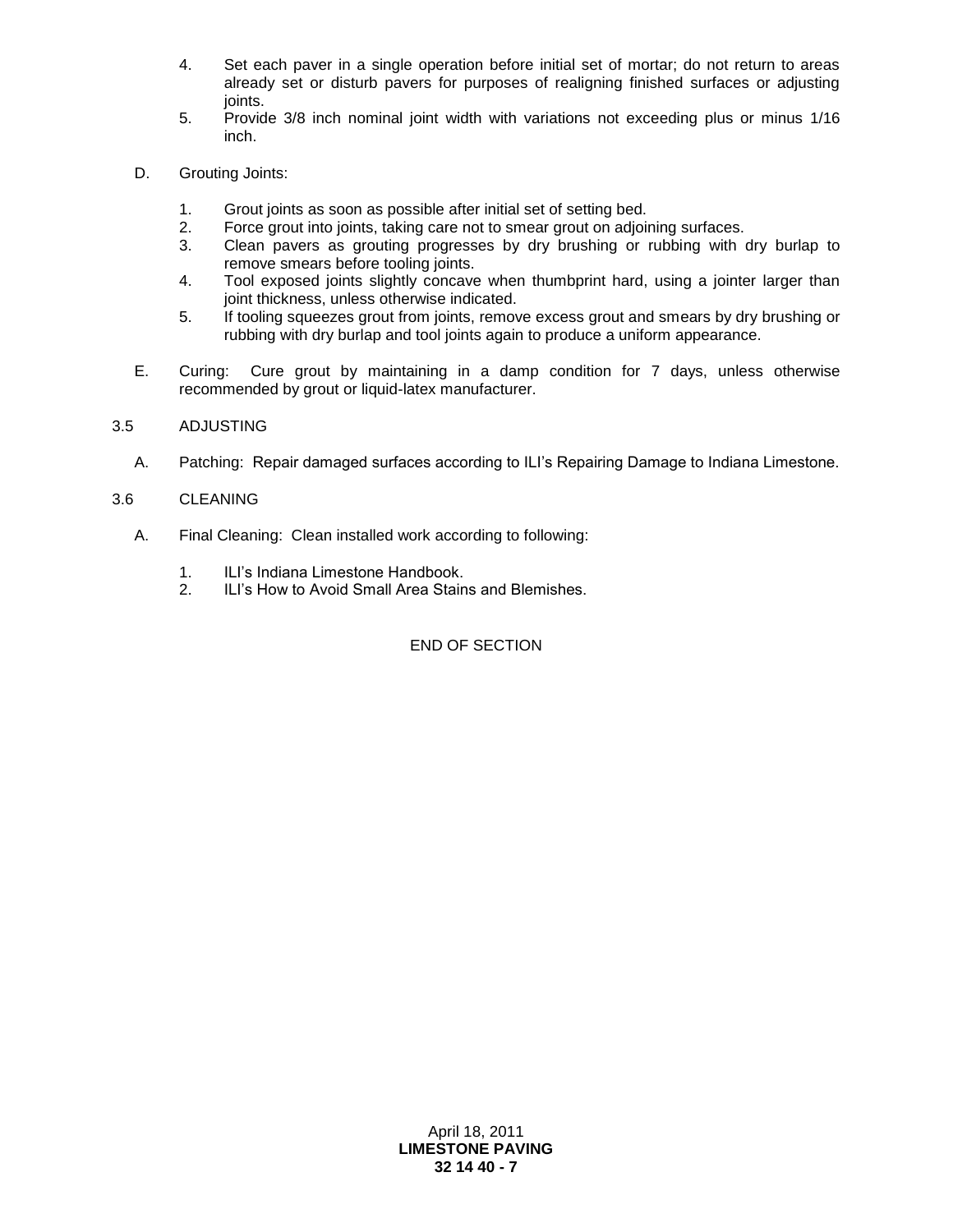4. Set each paver in a single operation before initial set of mortar; do not return to areas already set or disturb pavers for purposes of realigning finished surfaces or adjusting joints.
5. Provide 3/8 inch nominal joint width with variations not exceeding plus or minus 1/16 inch.

D. Grouting Joints:

1. Grout joints as soon as possible after initial set of setting bed.
2. Force grout into joints, taking care not to smear grout on adjoining surfaces.
3. Clean pavers as grouting progresses by dry brushing or rubbing with dry burlap to remove smears before tooling joints.
4. Tool exposed joints slightly concave when thumbprint hard, using a jointer larger than joint thickness, unless otherwise indicated.
5. If tooling squeezes grout from joints, remove excess grout and smears by dry brushing or rubbing with dry burlap and tool joints again to produce a uniform appearance.

E. Curing: Cure grout by maintaining in a damp condition for 7 days, unless otherwise recommended by grout or liquid-latex manufacturer.

## 3.5 ADJUSTING

A. Patching: Repair damaged surfaces according to ILI's Repairing Damage to Indiana Limestone.

## 3.6 CLEANING

A. Final Cleaning: Clean installed work according to following:

1. ILI's Indiana Limestone Handbook.
2. ILI's How to Avoid Small Area Stains and Blemishes.

END OF SECTION